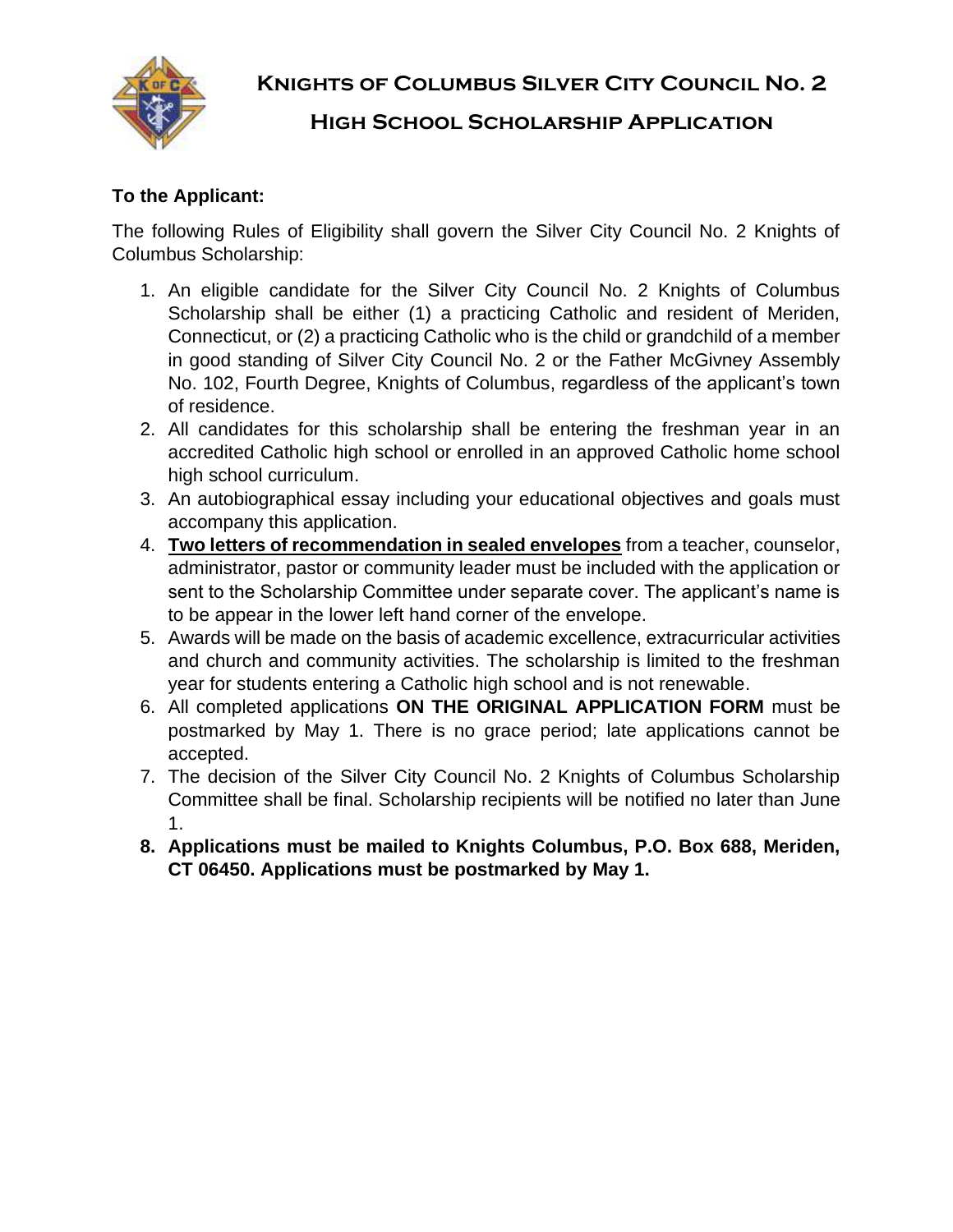# Knights of Columbus Silver City Council No. 2

## High School Scholarship Application

**To the Applicant:**

The following Rules of Eligibility shall govern the Silver City Council No. 2 Knights of Columbus Scholarship:

1. An eligible candidate for the Silver City Council No. 2 Knights of Columbus Scholarship shall be either (1) a practicing Catholic and resident of Meriden, Connecticut, or (2) a practicing Catholic who is the child or grandchild of a member in good standing of Silver City Council No. 2 or the Father McGivney Assembly No. 102, Fourth Degree, Knights of Columbus, regardless of the applicant's town of residence.
2. All candidates for this scholarship shall be entering the freshman year in an accredited Catholic high school or enrolled in an approved Catholic home school high school curriculum.
3. An autobiographical essay including your educational objectives and goals must accompany this application.
4. **Two letters of recommendation in sealed envelopes** from a teacher, counselor, administrator, pastor or community leader must be included with the application or sent to the Scholarship Committee under separate cover. The applicant's name is to be appear in the lower left hand corner of the envelope.
5. Awards will be made on the basis of academic excellence, extracurricular activities and church and community activities. The scholarship is limited to the freshman year for students entering a Catholic high school and is not renewable.
6. All completed applications **ON THE ORIGINAL APPLICATION FORM** must be postmarked by May 1. There is no grace period; late applications cannot be accepted.
7. The decision of the Silver City Council No. 2 Knights of Columbus Scholarship Committee shall be final. Scholarship recipients will be notified no later than June 1.
8. **Applications must be mailed to Knights Columbus, P.O. Box 688, Meriden, CT 06450. Applications must be postmarked by May 1.**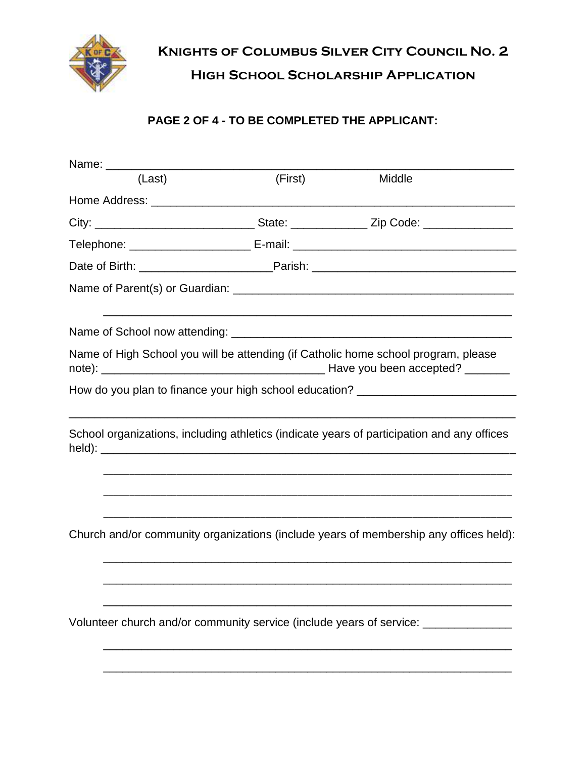# Knights of Columbus Silver City Council No. 2

## High School Scholarship Application

**PAGE 2 OF 4 - TO BE COMPLETED THE APPLICANT:**

Name: ____________________________________________________________
(Last) (First) Middle

Home Address: _____________________________________________________

City: _________________________ State: ____________ Zip Code: ______________

Telephone: ___________________ E-mail: ___________________________________

Date of Birth: _____________________Parish: ________________________________

Name of Parent(s) or Guardian: ____________________________________________

_________________________________________________________________

Name of School now attending: ____________________________________________

Name of High School you will be attending (if Catholic home school program, please note): ___________________________________ Have you been accepted? _______

How do you plan to finance your high school education? ________________________

_____________________________________________________________________

School organizations, including athletics (indicate years of participation and any offices held): _________________________________________________________________

_________________________________________________________________

_________________________________________________________________

_________________________________________________________________

Church and/or community organizations (include years of membership any offices held):

_________________________________________________________________

_________________________________________________________________

_________________________________________________________________

Volunteer church and/or community service (include years of service: ______________

_________________________________________________________________

_________________________________________________________________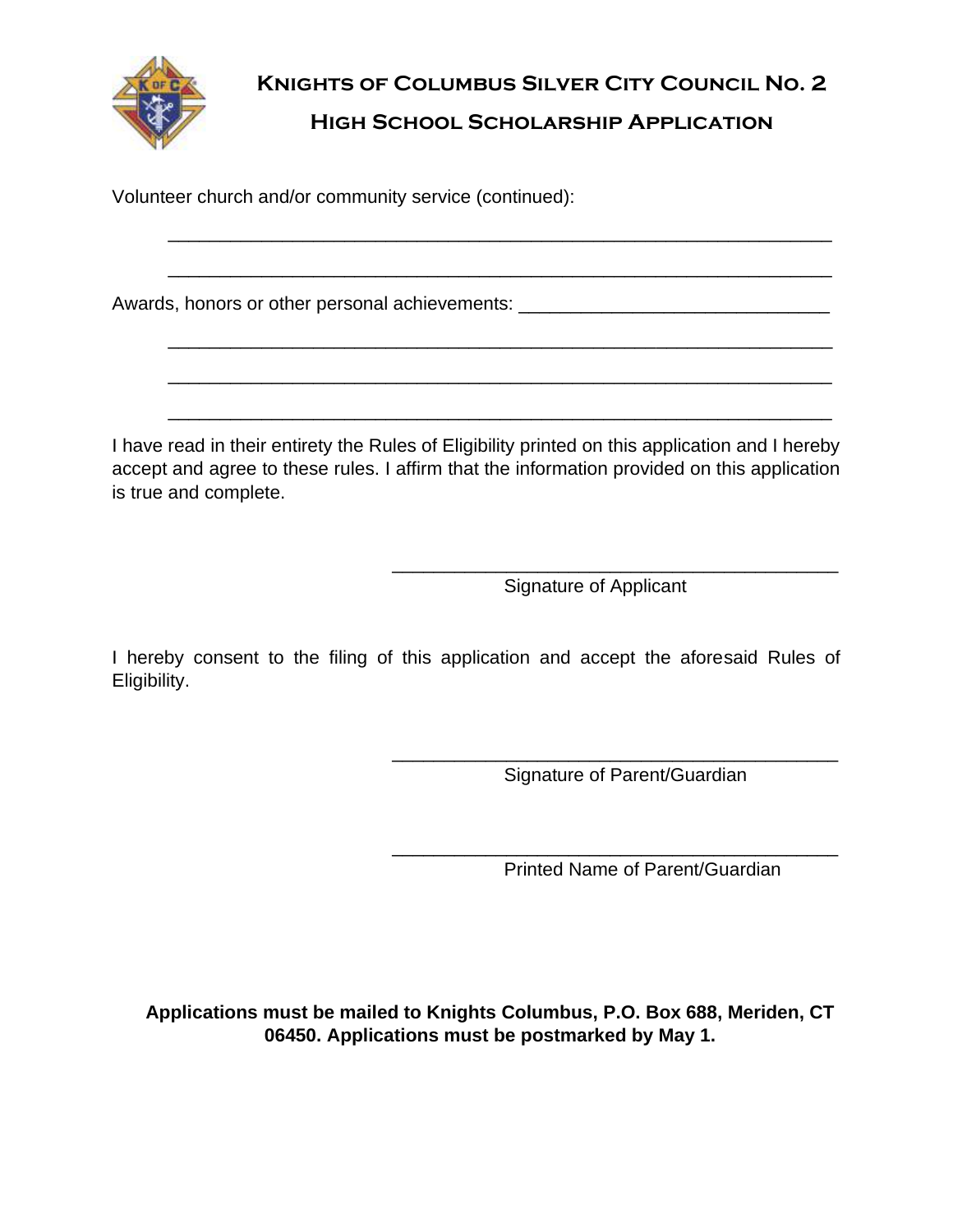# Knights of Columbus Silver City Council No. 2

## High School Scholarship Application

Volunteer church and/or community service (continued):

_______________________________________________________________

_______________________________________________________________

Awards, honors or other personal achievements: ______________________________

_______________________________________________________________

_______________________________________________________________

_______________________________________________________________

I have read in their entirety the Rules of Eligibility printed on this application and I hereby accept and agree to these rules. I affirm that the information provided on this application is true and complete.

____________________________________________
Signature of Applicant

I hereby consent to the filing of this application and accept the aforesaid Rules of Eligibility.

____________________________________________
Signature of Parent/Guardian

____________________________________________
Printed Name of Parent/Guardian

**Applications must be mailed to Knights Columbus, P.O. Box 688, Meriden, CT 06450. Applications must be postmarked by May 1.**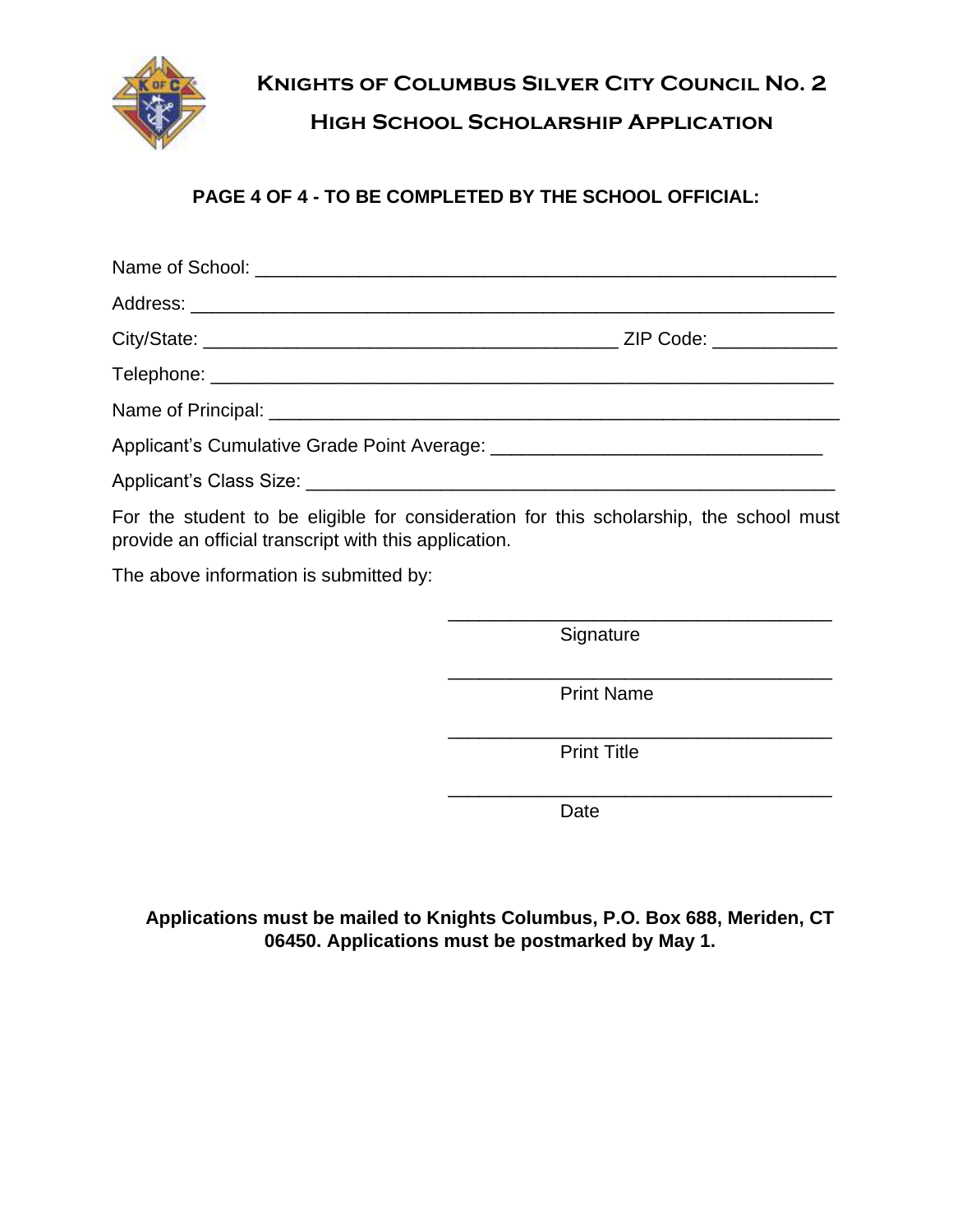# Knights of Columbus Silver City Council No. 2

## High School Scholarship Application

**PAGE 4 OF 4 - TO BE COMPLETED BY THE SCHOOL OFFICIAL:**

Name of School: ____________________________________________________________

Address: _________________________________________________________________

City/State: ___________________________________________ ZIP Code: ____________

Telephone: _______________________________________________________________

Name of Principal: __________________________________________________________

Applicant's Cumulative Grade Point Average: ________________________________

Applicant's Class Size: _____________________________________________________

For the student to be eligible for consideration for this scholarship, the school must provide an official transcript with this application.

The above information is submitted by:

_____________________________________
Signature

_____________________________________
Print Name

_____________________________________
Print Title

_____________________________________
Date

**Applications must be mailed to Knights Columbus, P.O. Box 688, Meriden, CT 06450. Applications must be postmarked by May 1.**